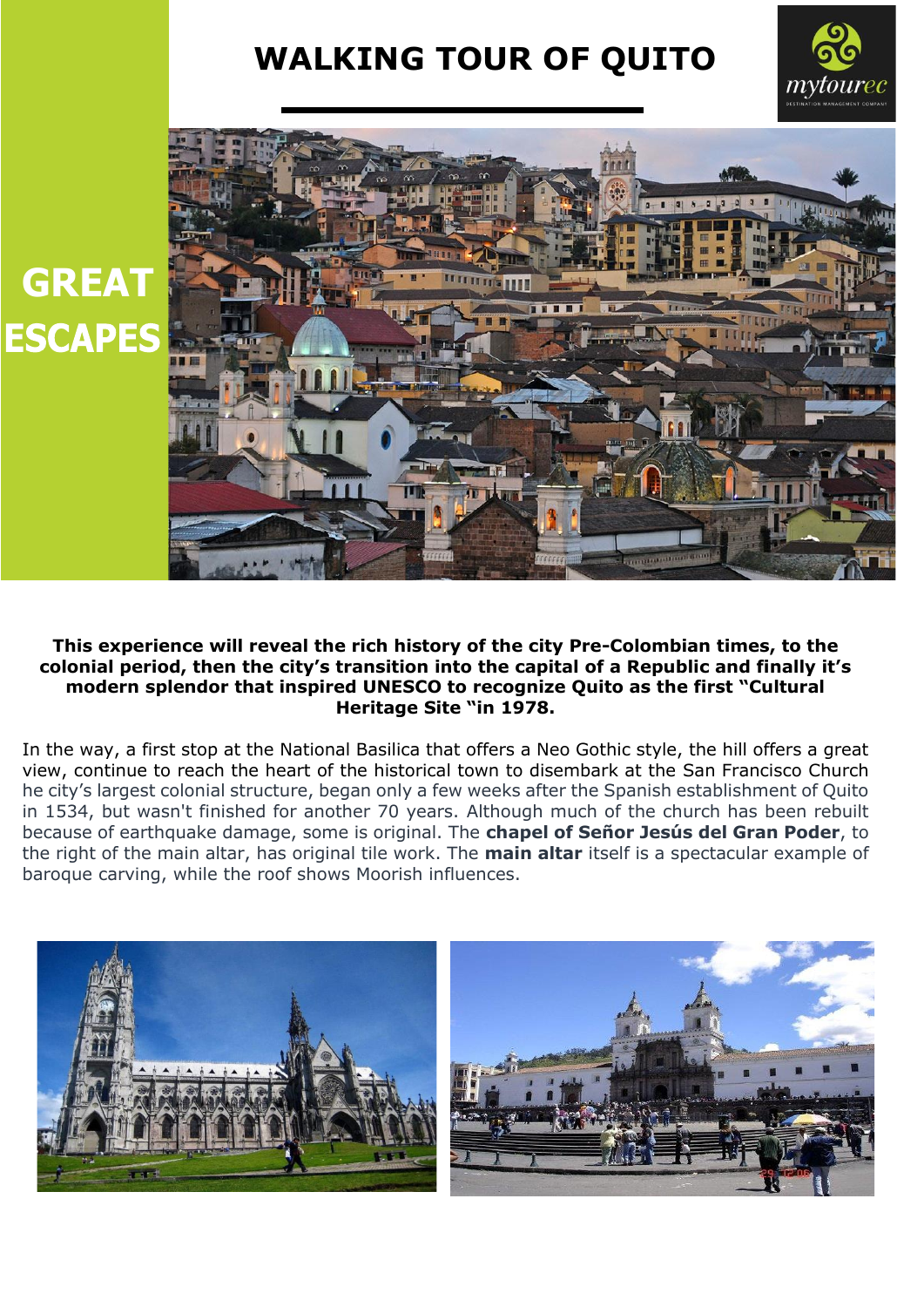# WALKING TOUR OF QUITO

mytourec

GREAT ESCAPES

**This experience will reveal the rich history of the city Pre-Colombian times, to the colonial period, then the city's transition into the capital of a Republic and finally it's modern splendor that inspired UNESCO to recognize Quito as the first "Cultural Heritage Site "in 1978.**

In the way, a first stop at the National Basilica that offers a Neo Gothic style, the hill offers a great view, continue to reach the heart of the historical town to disembark at the San Francisco Church he city's largest colonial structure, began only a few weeks after the Spanish establishment of Quito in 1534, but wasn't finished for another 70 years. Although much of the church has been rebuilt because of earthquake damage, some is original. The **chapel of Señor Jesús del Gran Poder**, to the right of the main altar, has original tile work. The **main altar** itself is a spectacular example of baroque carving, while the roof shows Moorish influences.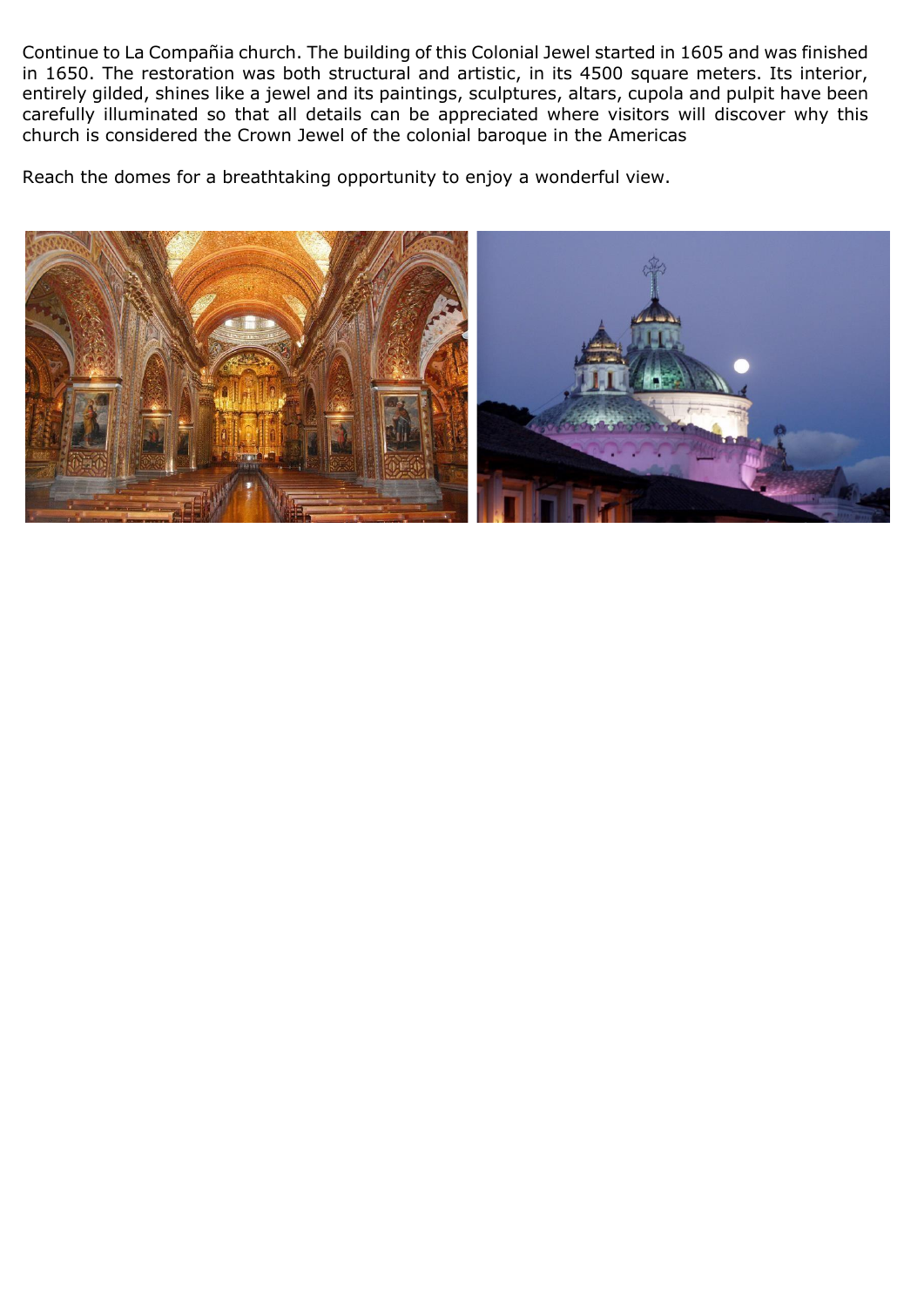Continue to La Compañia church. The building of this Colonial Jewel started in 1605 and was finished in 1650. The restoration was both structural and artistic, in its 4500 square meters. Its interior, entirely gilded, shines like a jewel and its paintings, sculptures, altars, cupola and pulpit have been carefully illuminated so that all details can be appreciated where visitors will discover why this church is considered the Crown Jewel of the colonial baroque in the Americas

Reach the domes for a breathtaking opportunity to enjoy a wonderful view.